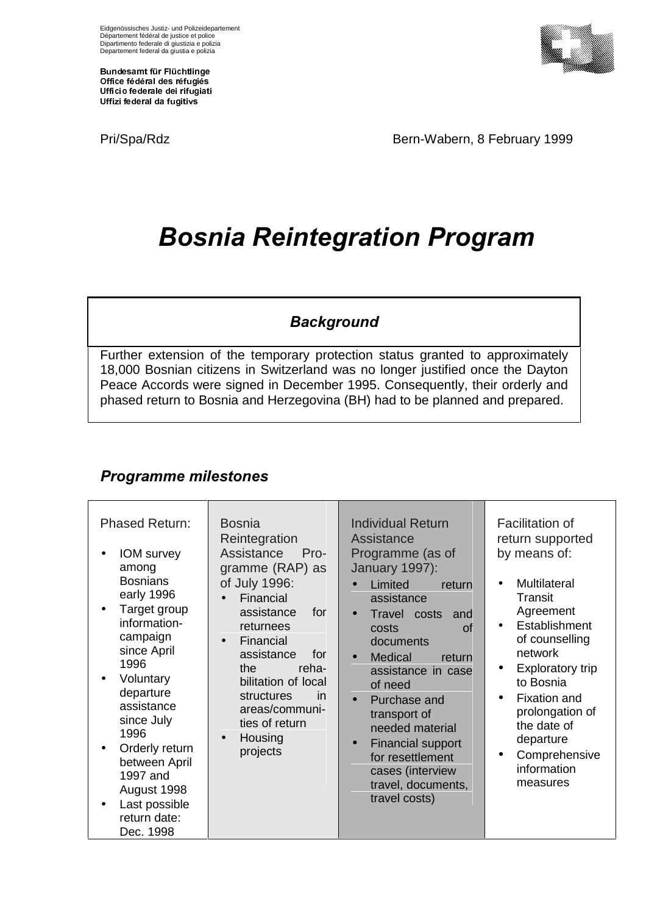Eidgenössisches Justiz- und Polizeidepartement
Département fédéral de justice et police
Dipartimento federale di giustizia e polizia
Departement federal da giustia e polizia

**Bundesamt für Flüchtlinge**
**Office fédéral des réfugiés**
**Ufficio federale dei rifugiati**
**Uffizi federal da fugitivs**

Pri/Spa/Rdz

Bern-Wabern, 8 February 1999

# *Bosnia Reintegration Program*

## *Background*

Further extension of the temporary protection status granted to approximately 18,000 Bosnian citizens in Switzerland was no longer justified once the Dayton Peace Accords were signed in December 1995. Consequently, their orderly and phased return to Bosnia and Herzegovina (BH) had to be planned and prepared.

## *Programme milestones*

| Phased Return: | Bosnia Reintegration Assistance Programme (RAP) as of July 1996: | Individual Return Assistance Programme (as of January 1997): | Facilitation of return supported by means of: |
|---|---|---|---|
| • IOM survey among Bosnians early 1996<br>• Target group information-campaign since April 1996<br>• Voluntary departure assistance since July 1996<br>• Orderly return between April 1997 and August 1998<br>• Last possible return date: Dec. 1998 | • Financial assistance for returnees<br>• Financial assistance for the rehabilitation of local structures in areas/communities of return<br>• Housing projects | • Limited return assistance<br>• Travel costs and costs of documents<br>• Medical return assistance in case of need<br>• Purchase and transport of needed material<br>• Financial support for resettlement cases (interview travel, documents, travel costs) | • Multilateral Transit Agreement<br>• Establishment of counselling network<br>• Exploratory trip to Bosnia<br>• Fixation and prolongation of the date of departure<br>• Comprehensive information measures |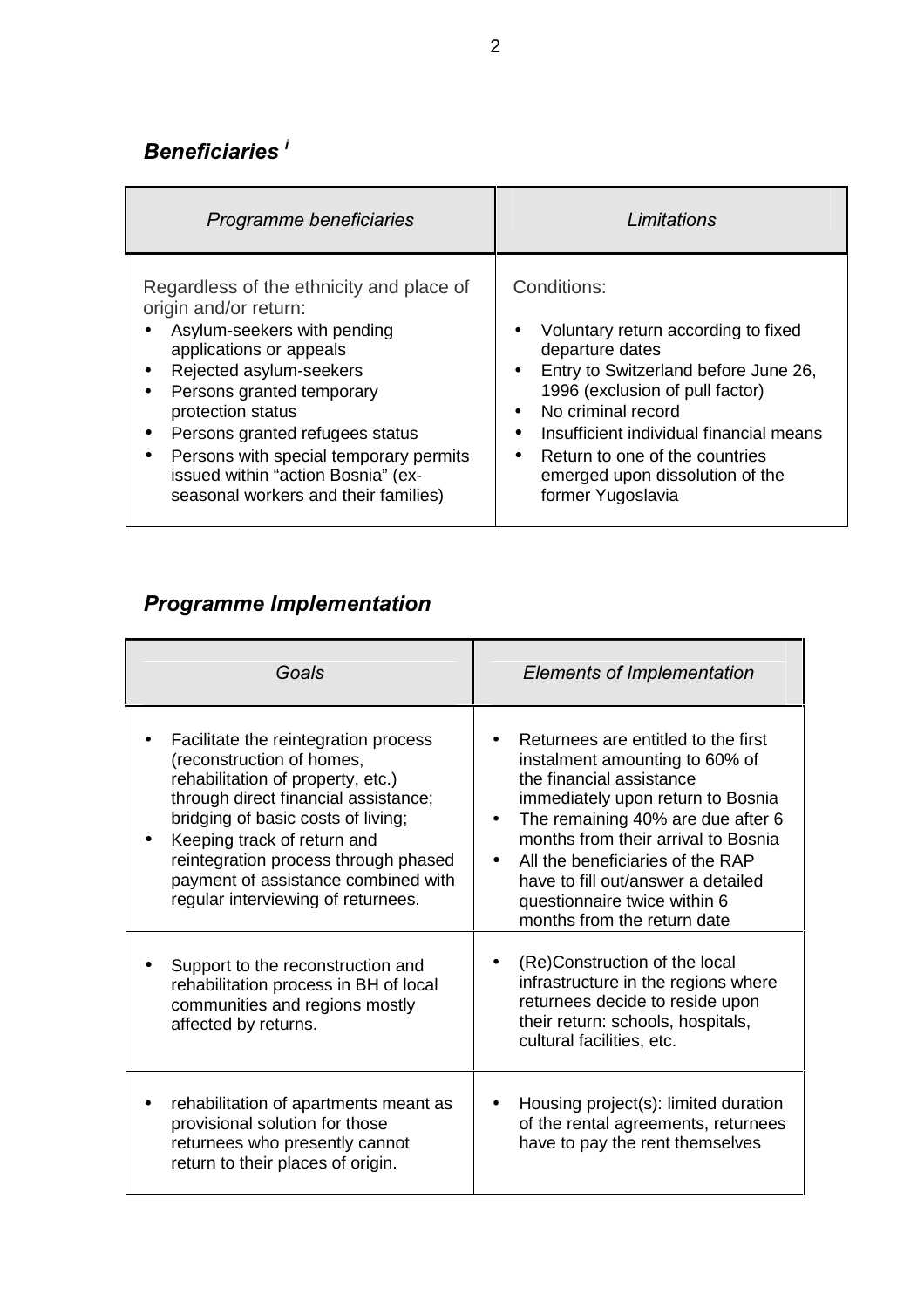## *Beneficiaries* [i]

| *Programme beneficiaries* | *Limitations* |
|---|---|
| Regardless of the ethnicity and place of origin and/or return:<br>• Asylum-seekers with pending applications or appeals<br>• Rejected asylum-seekers<br>• Persons granted temporary protection status<br>• Persons granted refugees status<br>• Persons with special temporary permits issued within "action Bosnia" (ex-seasonal workers and their families) | Conditions:<br>• Voluntary return according to fixed departure dates<br>• Entry to Switzerland before June 26, 1996 (exclusion of pull factor)<br>• No criminal record<br>• Insufficient individual financial means<br>• Return to one of the countries emerged upon dissolution of the former Yugoslavia |

## *Programme Implementation*

| *Goals* | *Elements of Implementation* |
|---|---|
| • Facilitate the reintegration process (reconstruction of homes, rehabilitation of property, etc.) through direct financial assistance; bridging of basic costs of living;<br>• Keeping track of return and reintegration process through phased payment of assistance combined with regular interviewing of returnees. | • Returnees are entitled to the first instalment amounting to 60% of the financial assistance immediately upon return to Bosnia<br>• The remaining 40% are due after 6 months from their arrival to Bosnia<br>• All the beneficiaries of the RAP have to fill out/answer a detailed questionnaire twice within 6 months from the return date |
| • Support to the reconstruction and rehabilitation process in BH of local communities and regions mostly affected by returns. | • (Re)Construction of the local infrastructure in the regions where returnees decide to reside upon their return: schools, hospitals, cultural facilities, etc. |
| • rehabilitation of apartments meant as provisional solution for those returnees who presently cannot return to their places of origin. | • Housing project(s): limited duration of the rental agreements, returnees have to pay the rent themselves |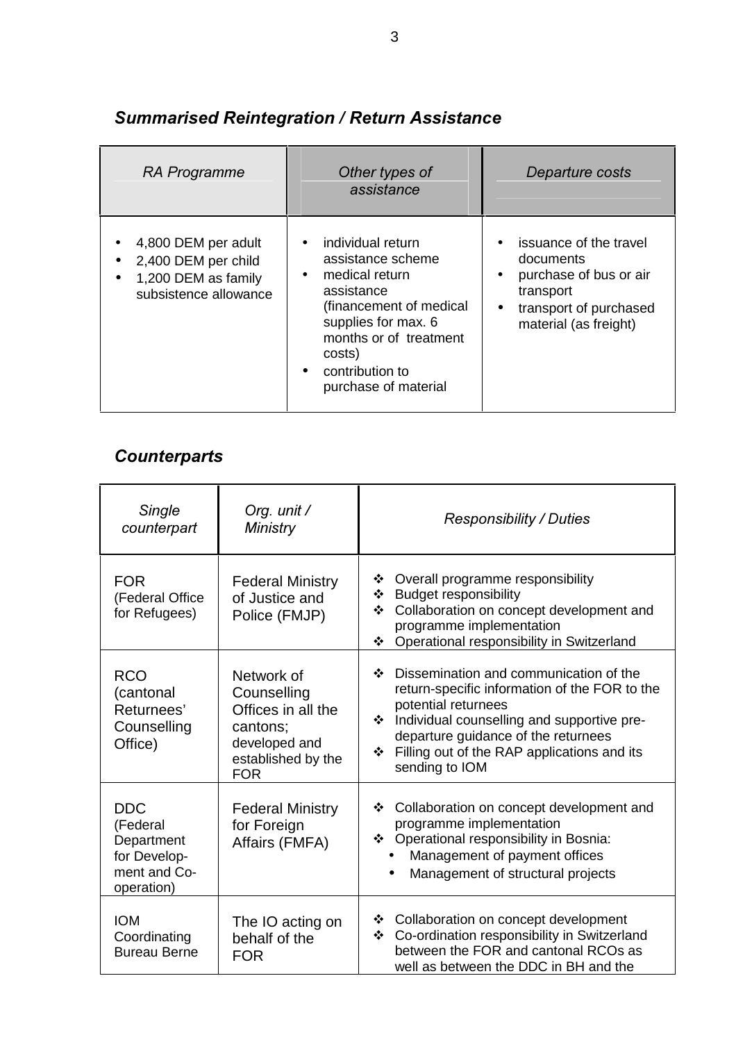## *Summarised Reintegration / Return Assistance*

| *RA Programme* | *Other types of assistance* | *Departure costs* |
|---|---|---|
| • 4,800 DEM per adult<br>• 2,400 DEM per child<br>• 1,200 DEM as family subsistence allowance | • individual return assistance scheme<br>• medical return assistance (financement of medical supplies for max. 6 months or of treatment costs)<br>• contribution to purchase of material | • issuance of the travel documents<br>• purchase of bus or air transport<br>• transport of purchased material (as freight) |

## *Counterparts*

| *Single counterpart* | *Org. unit / Ministry* | *Responsibility / Duties* |
|---|---|---|
| FOR (Federal Office for Refugees) | Federal Ministry of Justice and Police (FMJP) | ❖ Overall programme responsibility<br>❖ Budget responsibility<br>❖ Collaboration on concept development and programme implementation<br>❖ Operational responsibility in Switzerland |
| RCO (cantonal Returnees' Counselling Office) | Network of Counselling Offices in all the cantons; developed and established by the FOR | ❖ Dissemination and communication of the return-specific information of the FOR to the potential returnees<br>❖ Individual counselling and supportive pre-departure guidance of the returnees<br>❖ Filling out of the RAP applications and its sending to IOM |
| DDC (Federal Department for Develop-ment and Co-operation) | Federal Ministry for Foreign Affairs (FMFA) | ❖ Collaboration on concept development and programme implementation<br>❖ Operational responsibility in Bosnia:<br>• Management of payment offices<br>• Management of structural projects |
| IOM Coordinating Bureau Berne | The IO acting on behalf of the FOR | ❖ Collaboration on concept development<br>❖ Co-ordination responsibility in Switzerland between the FOR and cantonal RCOs as well as between the DDC in BH and the |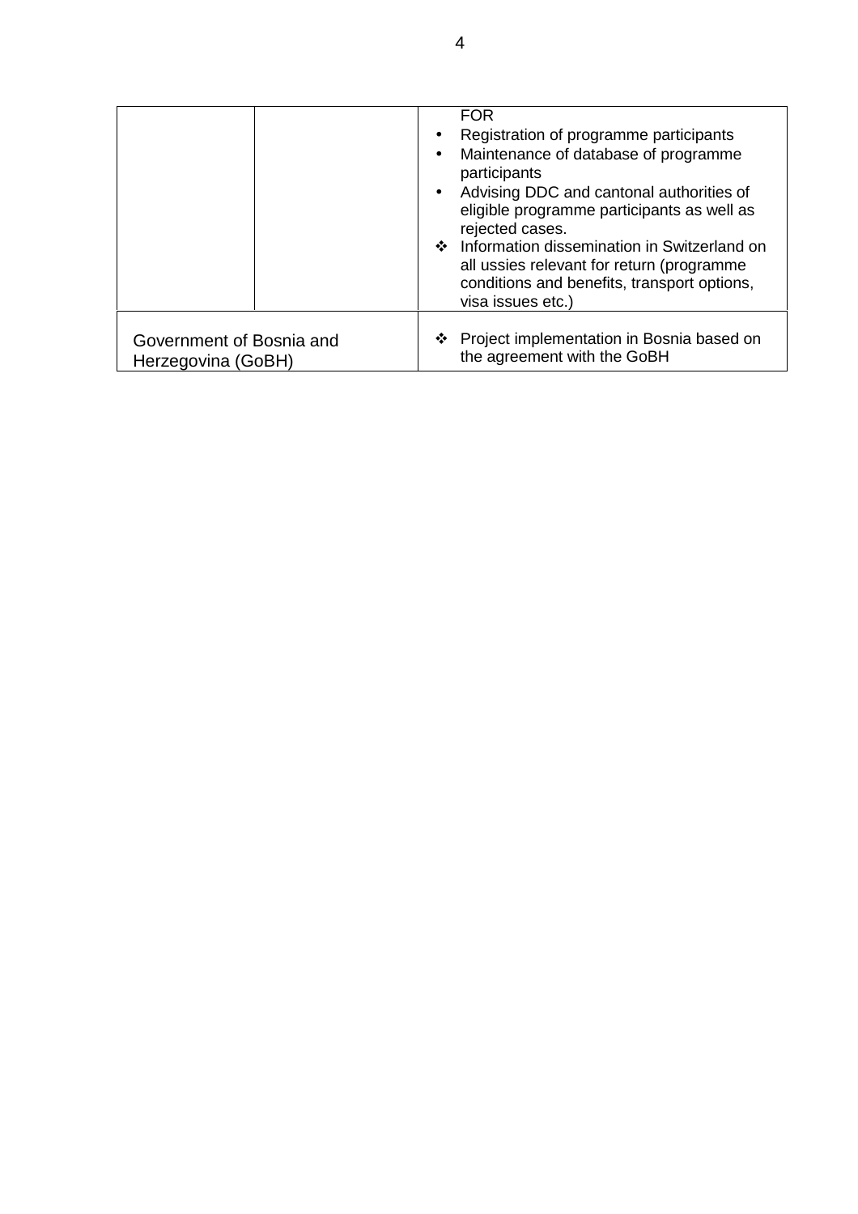| | | |
|---|---|---|
| | | FOR<br>• Registration of programme participants<br>• Maintenance of database of programme participants<br>• Advising DDC and cantonal authorities of eligible programme participants as well as rejected cases.<br>❖ Information dissemination in Switzerland on all ussies relevant for return (programme conditions and benefits, transport options, visa issues etc.) |
| Government of Bosnia and Herzegovina (GoBH) | | ❖ Project implementation in Bosnia based on the agreement with the GoBH |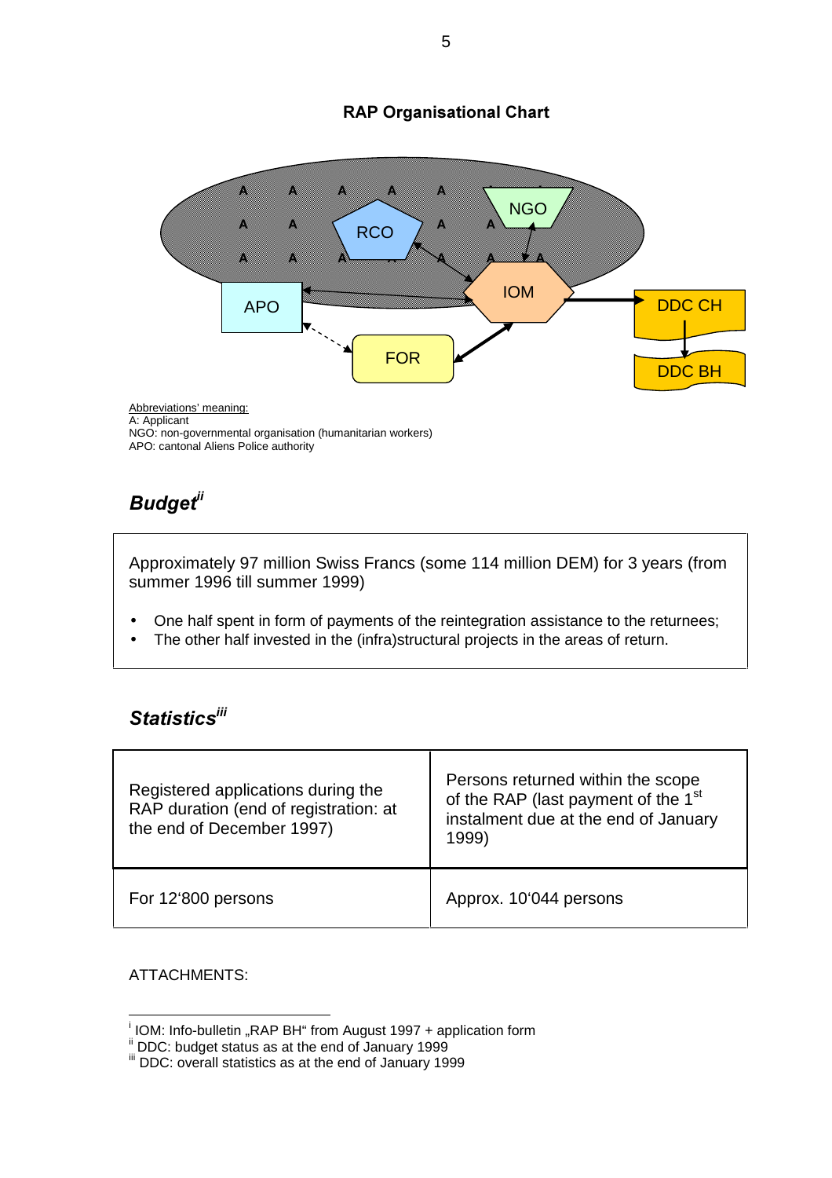**RAP Organisational Chart**

A A A A A NGO
A A RCO A A
A A A A A A
APO IOM DDC CH
FOR DDC BH

Abbreviations' meaning:
A: Applicant
NGO: non-governmental organisation (humanitarian workers)
APO: cantonal Aliens Police authority

## *Budget*[ii]

Approximately 97 million Swiss Francs (some 114 million DEM) for 3 years (from summer 1996 till summer 1999)

- One half spent in form of payments of the reintegration assistance to the returnees;
- The other half invested in the (infra)structural projects in the areas of return.

## *Statistics*[iii]

| Registered applications during the RAP duration (end of registration: at the end of December 1997) | Persons returned within the scope of the RAP (last payment of the 1st instalment due at the end of January 1999) |
|---|---|
| For 12'800 persons | Approx. 10'044 persons |

ATTACHMENTS:

---

[i] IOM: Info-bulletin „RAP BH" from August 1997 + application form
[ii] DDC: budget status as at the end of January 1999
[iii] DDC: overall statistics as at the end of January 1999